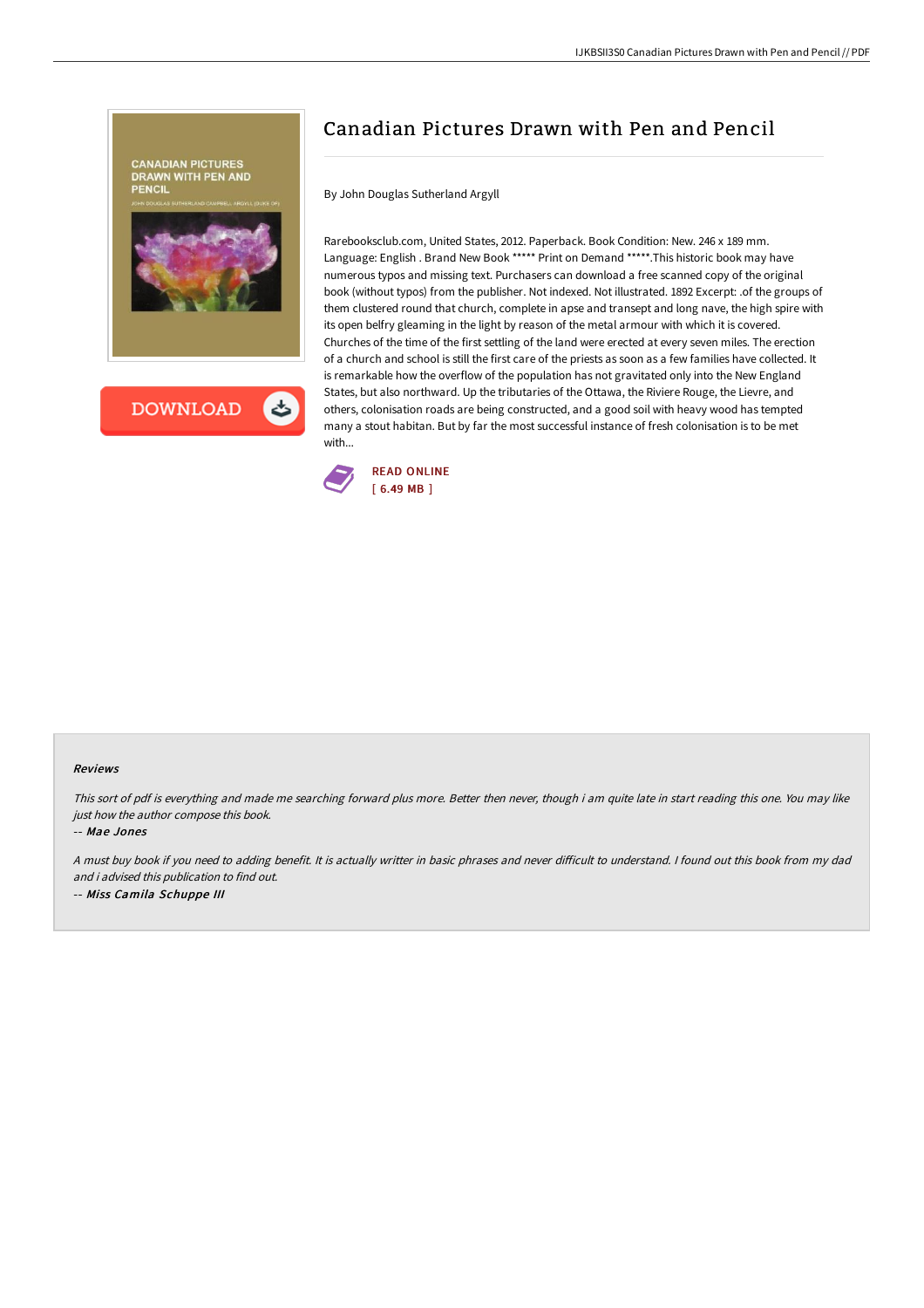# Canadian Pictures Drawn with Pen and Pencil

By John Douglas Sutherland Argyll

Rarebooksclub.com, United States, 2012. Paperback. Book Condition: New. 246 x 189 mm. Language: English . Brand New Book ***** Print on Demand *****.This historic book may have numerous typos and missing text. Purchasers can download a free scanned copy of the original book (without typos) from the publisher. Not indexed. Not illustrated. 1892 Excerpt: .of the groups of them clustered round that church, complete in apse and transept and long nave, the high spire with its open belfry gleaming in the light by reason of the metal armour with which it is covered. Churches of the time of the first settling of the land were erected at every seven miles. The erection of a church and school is still the first care of the priests as soon as a few families have collected. It is remarkable how the overflow of the population has not gravitated only into the New England States, but also northward. Up the tributaries of the Ottawa, the Riviere Rouge, the Lievre, and others, colonisation roads are being constructed, and a good soil with heavy wood has tempted many a stout habitan. But by far the most successful instance of fresh colonisation is to be met with...

READ ONLINE
[ 6.49 MB ]

### Reviews

*This sort of pdf is everything and made me searching forward plus more. Better then never, though i am quite late in start reading this one. You may like just how the author compose this book.*

-- *Mae Jones*

*A must buy book if you need to adding benefit. It is actually writter in basic phrases and never difficult to understand. I found out this book from my dad and i advised this publication to find out.*

-- *Miss Camila Schuppe III*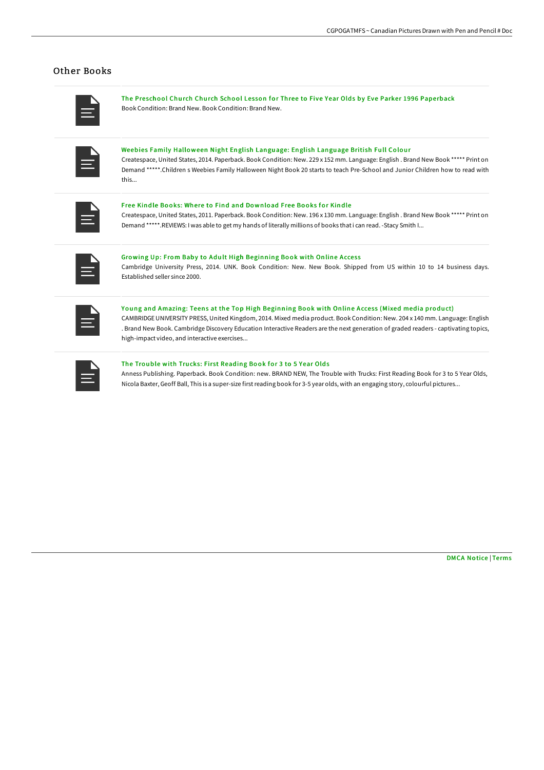## Other Books

**The Preschool Church Church School Lesson for Three to Five Year Olds by Eve Parker 1996 Paperback**
Book Condition: Brand New. Book Condition: Brand New.

**Weebies Family Halloween Night English Language: English Language British Full Colour**
Createspace, United States, 2014. Paperback. Book Condition: New. 229 x 152 mm. Language: English . Brand New Book ***** Print on Demand *****.Children s Weebies Family Halloween Night Book 20 starts to teach Pre-School and Junior Children how to read with this...

**Free Kindle Books: Where to Find and Download Free Books for Kindle**
Createspace, United States, 2011. Paperback. Book Condition: New. 196 x 130 mm. Language: English . Brand New Book ***** Print on Demand *****.REVIEWS: I was able to get my hands of literally millions of books that i can read. -Stacy Smith I...

**Growing Up: From Baby to Adult High Beginning Book with Online Access**
Cambridge University Press, 2014. UNK. Book Condition: New. New Book. Shipped from US within 10 to 14 business days. Established seller since 2000.

**Young and Amazing: Teens at the Top High Beginning Book with Online Access (Mixed media product)**
CAMBRIDGE UNIVERSITY PRESS, United Kingdom, 2014. Mixed media product. Book Condition: New. 204 x 140 mm. Language: English . Brand New Book. Cambridge Discovery Education Interactive Readers are the next generation of graded readers - captivating topics, high-impact video, and interactive exercises...

**The Trouble with Trucks: First Reading Book for 3 to 5 Year Olds**
Anness Publishing. Paperback. Book Condition: new. BRAND NEW, The Trouble with Trucks: First Reading Book for 3 to 5 Year Olds, Nicola Baxter, Geoff Ball, This is a super-size first reading book for 3-5 year olds, with an engaging story, colourful pictures...